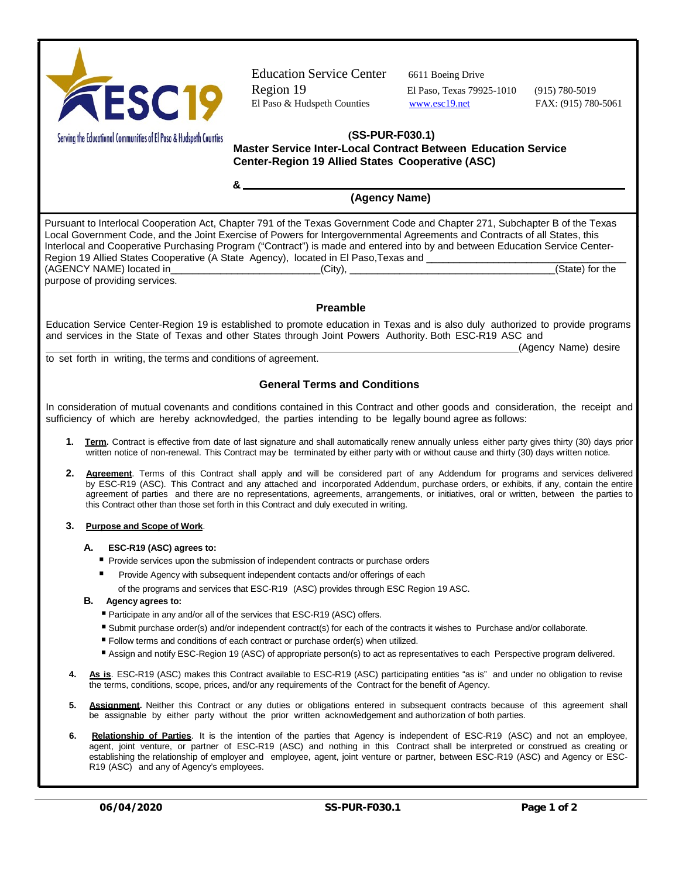Education Service Center Region 19
El Paso & Hudspeth Counties

6611 Boeing Drive
El Paso, Texas 79925-1010
www.esc19.net

(915) 780-5019
FAX: (915) 780-5061

Serving the Educational Communities of El Paso & Hudspeth Counties

**(SS-PUR-F030.1)**

**Master Service Inter-Local Contract Between Education Service Center-Region 19 Allied States Cooperative (ASC)**

**& ______________________________________________**

**(Agency Name)**

Pursuant to Interlocal Cooperation Act, Chapter 791 of the Texas Government Code and Chapter 271, Subchapter B of the Texas Local Government Code, and the Joint Exercise of Powers for Intergovernmental Agreements and Contracts of all States, this Interlocal and Cooperative Purchasing Program ("Contract") is made and entered into by and between Education Service Center-Region 19 Allied States Cooperative (A State Agency), located in El Paso,Texas and ____________________________________ (AGENCY NAME) located in___________________________(City), _____________________________________(State) for the purpose of providing services.

## Preamble

Education Service Center-Region 19 is established to promote education in Texas and is also duly authorized to provide programs and services in the State of Texas and other States through Joint Powers Authority. Both ESC-R19 ASC and _______________________________________________________________________________(Agency Name) desire to set forth in writing, the terms and conditions of agreement.

## General Terms and Conditions

In consideration of mutual covenants and conditions contained in this Contract and other goods and consideration, the receipt and sufficiency of which are hereby acknowledged, the parties intending to be legally bound agree as follows:

1. **Term.** Contract is effective from date of last signature and shall automatically renew annually unless either party gives thirty (30) days prior written notice of non-renewal. This Contract may be terminated by either party with or without cause and thirty (30) days written notice.

2. **Agreement**. Terms of this Contract shall apply and will be considered part of any Addendum for programs and services delivered by ESC-R19 (ASC). This Contract and any attached and incorporated Addendum, purchase orders, or exhibits, if any, contain the entire agreement of parties and there are no representations, agreements, arrangements, or initiatives, oral or written, between the parties to this Contract other than those set forth in this Contract and duly executed in writing.

3. **Purpose and Scope of Work**.

   **A. ESC-R19 (ASC) agrees to:**
   - Provide services upon the submission of independent contracts or purchase orders
   - Provide Agency with subsequent independent contacts and/or offerings of each of the programs and services that ESC-R19 (ASC) provides through ESC Region 19 ASC.

   **B. Agency agrees to:**
   - Participate in any and/or all of the services that ESC-R19 (ASC) offers.
   - Submit purchase order(s) and/or independent contract(s) for each of the contracts it wishes to Purchase and/or collaborate.
   - Follow terms and conditions of each contract or purchase order(s) when utilized.
   - Assign and notify ESC-Region 19 (ASC) of appropriate person(s) to act as representatives to each Perspective program delivered.

4. **As is**. ESC-R19 (ASC) makes this Contract available to ESC-R19 (ASC) participating entities "as is" and under no obligation to revise the terms, conditions, scope, prices, and/or any requirements of the Contract for the benefit of Agency.

5. **Assignment.** Neither this Contract or any duties or obligations entered in subsequent contracts because of this agreement shall be assignable by either party without the prior written acknowledgement and authorization of both parties.

6. **Relationship of Parties**. It is the intention of the parties that Agency is independent of ESC-R19 (ASC) and not an employee, agent, joint venture, or partner of ESC-R19 (ASC) and nothing in this Contract shall be interpreted or construed as creating or establishing the relationship of employer and employee, agent, joint venture or partner, between ESC-R19 (ASC) and Agency or ESC-R19 (ASC) and any of Agency's employees.

06/04/2020 SS-PUR-F030.1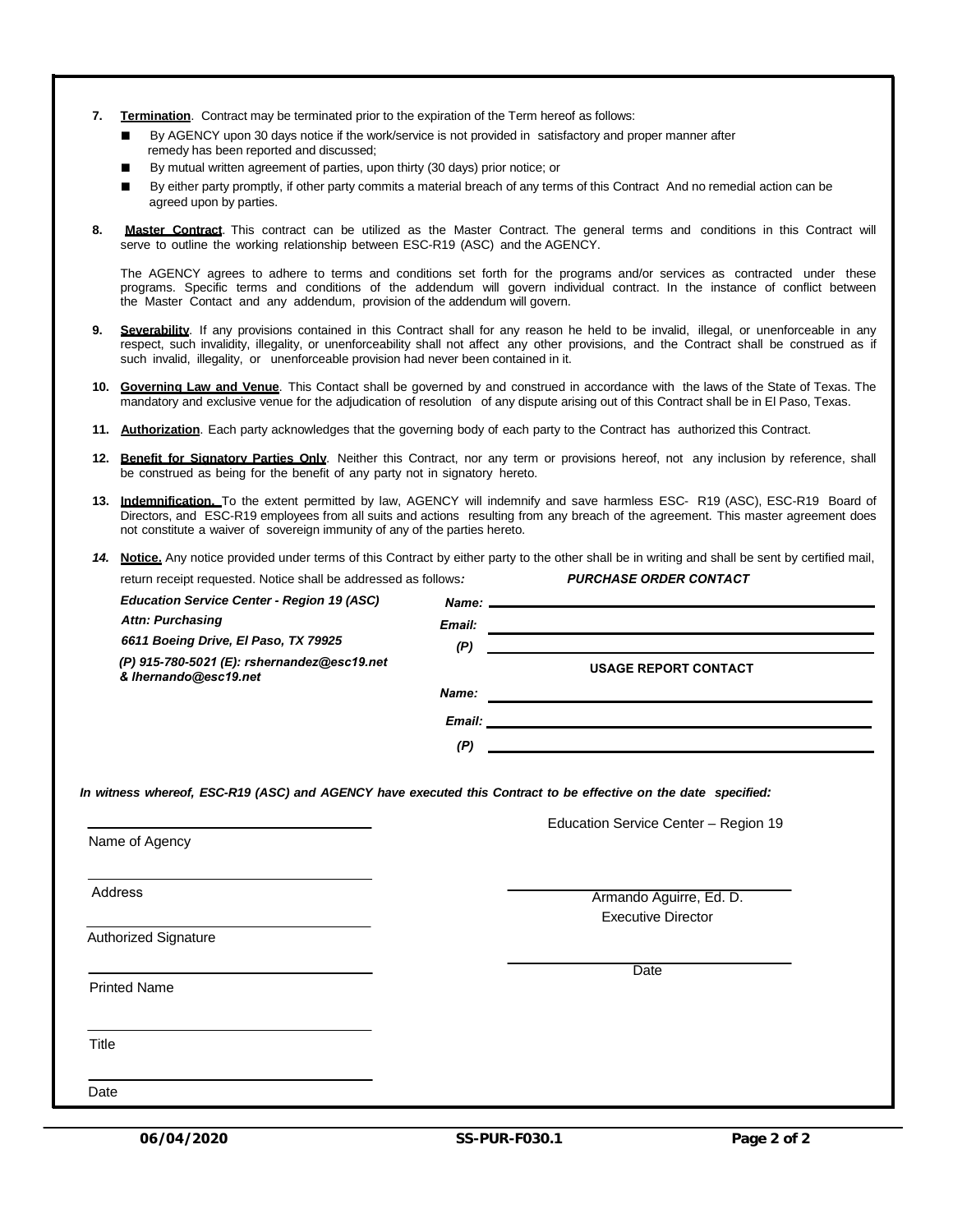7. **Termination**. Contract may be terminated prior to the expiration of the Term hereof as follows:
   - By AGENCY upon 30 days notice if the work/service is not provided in satisfactory and proper manner after remedy has been reported and discussed;
   - By mutual written agreement of parties, upon thirty (30 days) prior notice; or
   - By either party promptly, if other party commits a material breach of any terms of this Contract And no remedial action can be agreed upon by parties.

8. **Master Contract**. This contract can be utilized as the Master Contract. The general terms and conditions in this Contract will serve to outline the working relationship between ESC-R19 (ASC) and the AGENCY.

   The AGENCY agrees to adhere to terms and conditions set forth for the programs and/or services as contracted under these programs. Specific terms and conditions of the addendum will govern individual contract. In the instance of conflict between the Master Contact and any addendum, provision of the addendum will govern.

9. **Severability**. If any provisions contained in this Contract shall for any reason he held to be invalid, illegal, or unenforceable in any respect, such invalidity, illegality, or unenforceability shall not affect any other provisions, and the Contract shall be construed as if such invalid, illegality, or unenforceable provision had never been contained in it.

10. **Governing Law and Venue**. This Contact shall be governed by and construed in accordance with the laws of the State of Texas. The mandatory and exclusive venue for the adjudication of resolution of any dispute arising out of this Contract shall be in El Paso, Texas.

11. **Authorization**. Each party acknowledges that the governing body of each party to the Contract has authorized this Contract.

12. **Benefit for Signatory Parties Only**. Neither this Contract, nor any term or provisions hereof, not any inclusion by reference, shall be construed as being for the benefit of any party not in signatory hereto.

13. **Indemnification.** To the extent permitted by law, AGENCY will indemnify and save harmless ESC- R19 (ASC), ESC-R19 Board of Directors, and ESC-R19 employees from all suits and actions resulting from any breach of the agreement. This master agreement does not constitute a waiver of sovereign immunity of any of the parties hereto.

14. **Notice.** Any notice provided under terms of this Contract by either party to the other shall be in writing and shall be sent by certified mail, return receipt requested. Notice shall be addressed as follows*:*

***Education Service Center - Region 19 (ASC)***
***Attn: Purchasing***
***6611 Boeing Drive, El Paso, TX 79925***
***(P) 915-780-5021 (E): rshernandez@esc19.net & lhernando@esc19.net***

***PURCHASE ORDER CONTACT***

***Name:*** ______________________

***Email:*** ______________________

***(P)*** ______________________

**USAGE REPORT CONTACT**

***Name:*** ______________________

***Email:*** ______________________

***(P)*** ______________________

***In witness whereof, ESC-R19 (ASC) and AGENCY have executed this Contract to be effective on the date specified:***

______________________
Name of Agency

______________________
Address

______________________
Authorized Signature

______________________
Printed Name

______________________
Title

______________________
Date

Education Service Center – Region 19

______________________
Armando Aguirre, Ed. D.
Executive Director

______________________
Date

06/04/2020 SS-PUR-F030.1